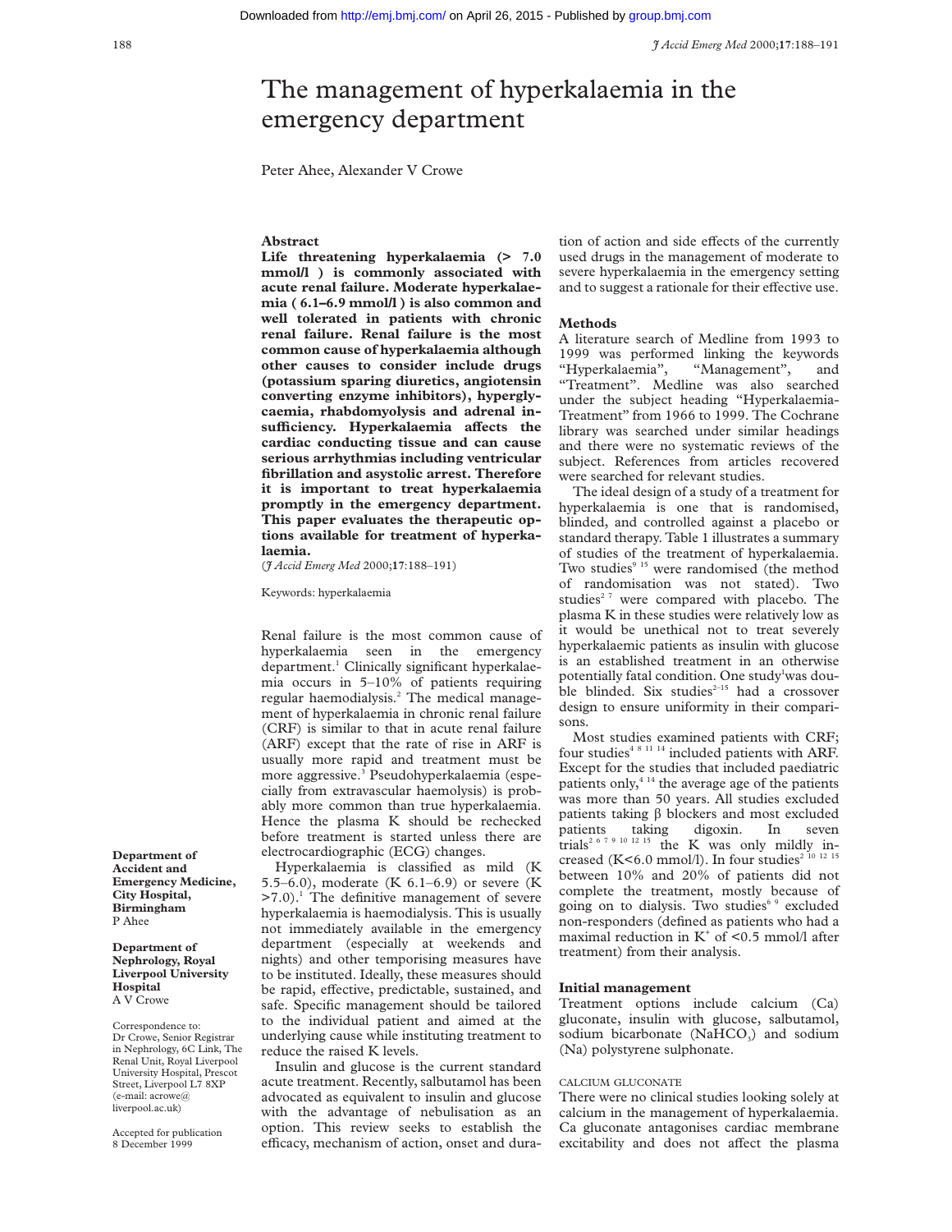# The management of hyperkalaemia in the emergency department

Peter Ahee, Alexander V Crowe

## Abstract

**Life threatening hyperkalaemia (> 7.0 mmol/l ) is commonly associated with acute renal failure. Moderate hyperkalaemia ( 6.1–6.9 mmol/l ) is also common and well tolerated in patients with chronic renal failure. Renal failure is the most common cause of hyperkalaemia although other causes to consider include drugs (potassium sparing diuretics, angiotensin converting enzyme inhibitors), hyperglycaemia, rhabdomyolysis and adrenal insufficiency. Hyperkalaemia affects the cardiac conducting tissue and can cause serious arrhythmias including ventricular fibrillation and asystolic arrest. Therefore it is important to treat hyperkalaemia promptly in the emergency department. This paper evaluates the therapeutic options available for treatment of hyperkalaemia.**

(*J Accid Emerg Med* 2000;**17**:188–191)

Keywords: hyperkalaemia

Renal failure is the most common cause of hyperkalaemia seen in the emergency department.[1] Clinically significant hyperkalaemia occurs in 5–10% of patients requiring regular haemodialysis.[2] The medical management of hyperkalaemia in chronic renal failure (CRF) is similar to that in acute renal failure (ARF) except that the rate of rise in ARF is usually more rapid and treatment must be more aggressive.[3] Pseudohyperkalaemia (especially from extravascular haemolysis) is probably more common than true hyperkalaemia. Hence the plasma K should be rechecked before treatment is started unless there are electrocardiographic (ECG) changes.

Hyperkalaemia is classified as mild (K 5.5–6.0), moderate (K 6.1–6.9) or severe (K >7.0).[1] The definitive management of severe hyperkalaemia is haemodialysis. This is usually not immediately available in the emergency department (especially at weekends and nights) and other temporising measures have to be instituted. Ideally, these measures should be rapid, effective, predictable, sustained, and safe. Specific management should be tailored to the individual patient and aimed at the underlying cause while instituting treatment to reduce the raised K levels.

Insulin and glucose is the current standard acute treatment. Recently, salbutamol has been advocated as equivalent to insulin and glucose with the advantage of nebulisation as an option. This review seeks to establish the efficacy, mechanism of action, onset and duration of action and side effects of the currently used drugs in the management of moderate to severe hyperkalaemia in the emergency setting and to suggest a rationale for their effective use.

## Methods

A literature search of Medline from 1993 to 1999 was performed linking the keywords "Hyperkalaemia", "Management", and "Treatment". Medline was also searched under the subject heading "Hyperkalaemia-Treatment" from 1966 to 1999. The Cochrane library was searched under similar headings and there were no systematic reviews of the subject. References from articles recovered were searched for relevant studies.

The ideal design of a study of a treatment for hyperkalaemia is one that is randomised, blinded, and controlled against a placebo or standard therapy. Table 1 illustrates a summary of studies of the treatment of hyperkalaemia. Two studies[9 15] were randomised (the method of randomisation was not stated). Two studies[2 7] were compared with placebo. The plasma K in these studies were relatively low as it would be unethical not to treat severely hyperkalaemic patients as insulin with glucose is an established treatment in an otherwise potentially fatal condition. One study[1] was double blinded. Six studies[2–15] had a crossover design to ensure uniformity in their comparisons.

Most studies examined patients with CRF; four studies[4 8 11 14] included patients with ARF. Except for the studies that included paediatric patients only,[4 14] the average age of the patients was more than 50 years. All studies excluded patients taking β blockers and most excluded patients taking digoxin. In seven trials[2 6 7 9 10 12 15] the K was only mildly increased (K<6.0 mmol/l). In four studies[2 10 12 15] between 10% and 20% of patients did not complete the treatment, mostly because of going on to dialysis. Two studies[6 9] excluded non-responders (defined as patients who had a maximal reduction in $K^+$ of <0.5 mmol/l after treatment) from their analysis.

## Initial management

Treatment options include calcium (Ca) gluconate, insulin with glucose, salbutamol, sodium bicarbonate ($NaHCO_3$) and sodium (Na) polystyrene sulphonate.

### CALCIUM GLUCONATE

There were no clinical studies looking solely at calcium in the management of hyperkalaemia. Ca gluconate antagonises cardiac membrane excitability and does not affect the plasma

**Department of Accident and Emergency Medicine, City Hospital, Birmingham**
P Ahee

**Department of Nephrology, Royal Liverpool University Hospital**
A V Crowe

Correspondence to: Dr Crowe, Senior Registrar in Nephrology, 6C Link, The Renal Unit, Royal Liverpool University Hospital, Prescot Street, Liverpool L7 8XP (e-mail: acrowe@liverpool.ac.uk)

Accepted for publication 8 December 1999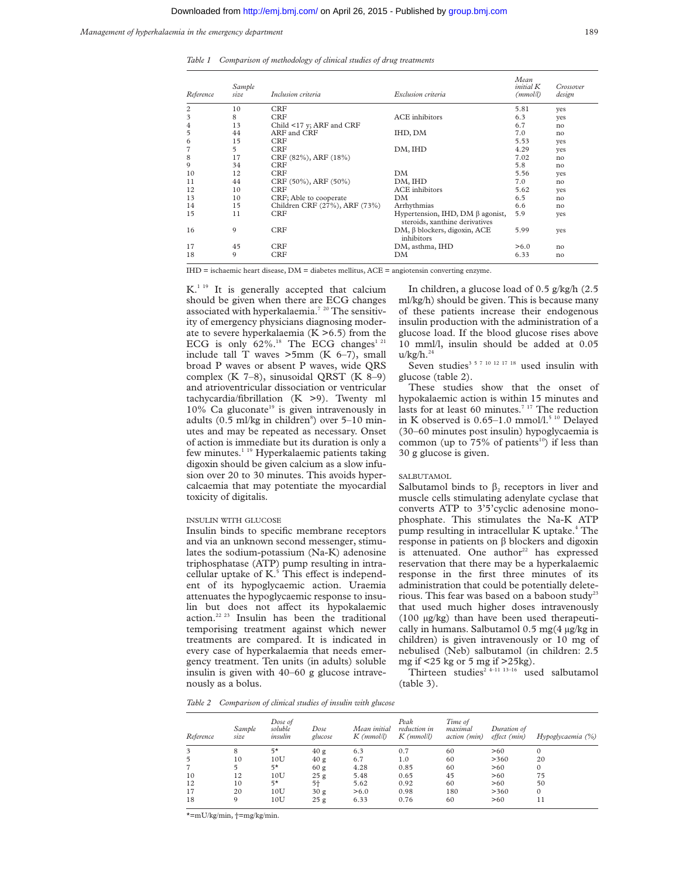Table 1 Comparison of methodology of clinical studies of drug treatments

| Reference | Sample size | Inclusion criteria | Exclusion criteria | Mean initial K (mmol/l) | Crossover design |
|---|---|---|---|---|---|
| 2 | 10 | CRF | | 5.81 | yes |
| 3 | 8 | CRF | ACE inhibitors | 6.3 | yes |
| 4 | 13 | Child <17 y; ARF and CRF | | 6.7 | no |
| 5 | 44 | ARF and CRF | IHD, DM | 7.0 | no |
| 6 | 15 | CRF | | 5.53 | yes |
| 7 | 5 | CRF | DM, IHD | 4.29 | yes |
| 8 | 17 | CRF (82%), ARF (18%) | | 7.02 | no |
| 9 | 34 | CRF | | 5.8 | no |
| 10 | 12 | CRF | DM | 5.56 | yes |
| 11 | 44 | CRF (50%), ARF (50%) | DM, IHD | 7.0 | no |
| 12 | 10 | CRF | ACE inhibitors | 5.62 | yes |
| 13 | 10 | CRF; Able to cooperate | DM | 6.5 | no |
| 14 | 15 | Children CRF (27%), ARF (73%) | Arrhythmias | 6.6 | no |
| 15 | 11 | CRF | Hypertension, IHD, DM β agonist, steroids, xanthine derivatives | 5.9 | yes |
| 16 | 9 | CRF | DM, β blockers, digoxin, ACE inhibitors | 5.99 | yes |
| 17 | 45 | CRF | DM, asthma, IHD | >6.0 | no |
| 18 | 9 | CRF | DM | 6.33 | no |

IHD = ischaemic heart disease, DM = diabetes mellitus, ACE = angiotensin converting enzyme.

K.[1 19] It is generally accepted that calcium should be given when there are ECG changes associated with hyperkalaemia.[7 20] The sensitivity of emergency physicians diagnosing moderate to severe hyperkalaemia (K >6.5) from the ECG is only 62%.[18] The ECG changes[1 21] include tall T waves >5mm (K 6–7), small broad P waves or absent P waves, wide QRS complex (K 7–8), sinusoidal QRST (K 8–9) and atrioventricular dissociation or ventricular tachycardia/fibrillation (K >9). Twenty ml 10% Ca gluconate[19] is given intravenously in adults (0.5 ml/kg in children[8]) over 5–10 minutes and may be repeated as necessary. Onset of action is immediate but its duration is only a few minutes.[1 19] Hyperkalaemic patients taking digoxin should be given calcium as a slow infusion over 20 to 30 minutes. This avoids hypercalcaemia that may potentiate the myocardial toxicity of digitalis.

### INSULIN WITH GLUCOSE

Insulin binds to specific membrane receptors and via an unknown second messenger, stimulates the sodium-potassium (Na-K) adenosine triphosphatase (ATP) pump resulting in intracellular uptake of K.[5] This effect is independent of its hypoglycaemic action. Uraemia attenuates the hypoglycaemic response to insulin but does not affect its hypokalaemic action.[22 23] Insulin has been the traditional temporising treatment against which newer treatments are compared. It is indicated in every case of hyperkalaemia that needs emergency treatment. Ten units (in adults) soluble insulin is given with 40–60 g glucose intravenously as a bolus.

In children, a glucose load of 0.5 g/kg/h (2.5 ml/kg/h) should be given. This is because many of these patients increase their endogenous insulin production with the administration of a glucose load. If the blood glucose rises above 10 mml/l, insulin should be added at 0.05 u/kg/h.[24]

Seven studies[3 5 7 10 12 17 18] used insulin with glucose (table 2).

These studies show that the onset of hypokalaemic action is within 15 minutes and lasts for at least 60 minutes.[7 17] The reduction in K observed is 0.65–1.0 mmol/l.[5 10] Delayed (30–60 minutes post insulin) hypoglycaemia is common (up to 75% of patients[10]) if less than 30 g glucose is given.

### SALBUTAMOL

Salbutamol binds to $\beta_2$ receptors in liver and muscle cells stimulating adenylate cyclase that converts ATP to 3'5'cyclic adenosine monophosphate. This stimulates the Na-K ATP pump resulting in intracellular K uptake.[4] The response in patients on β blockers and digoxin is attenuated. One author[22] has expressed reservation that there may be a hyperkalaemic response in the first three minutes of its administration that could be potentially deleterious. This fear was based on a baboon study[23] that used much higher doses intravenously (100 μg/kg) than have been used therapeutically in humans. Salbutamol 0.5 mg(4 μg/kg in children) is given intravenously or 10 mg of nebulised (Neb) salbutamol (in children: 2.5 mg if <25 kg or 5 mg if >25kg).

Thirteen studies[2 4–11 13–16] used salbutamol (table 3).

Table 2 Comparison of clinical studies of insulin with glucose

| Reference | Sample size | Dose of soluble insulin | Dose glucose | Mean initial K (mmol/l) | Peak reduction in K (mmol/l) | Time of maximal action (min) | Duration of effect (min) | Hypoglycaemia (%) |
|---|---|---|---|---|---|---|---|---|
| 3 | 8 | 5* | 40 g | 6.3 | 0.7 | 60 | >60 | 0 |
| 5 | 10 | 10U | 40 g | 6.7 | 1.0 | 60 | >360 | 20 |
| 7 | 5 | 5* | 60 g | 4.28 | 0.85 | 60 | >60 | 0 |
| 10 | 12 | 10U | 25 g | 5.48 | 0.65 | 45 | >60 | 75 |
| 12 | 10 | 5* | 5† | 5.62 | 0.92 | 60 | >60 | 50 |
| 17 | 20 | 10U | 30 g | >6.0 | 0.98 | 180 | >360 | 0 |
| 18 | 9 | 10U | 25 g | 6.33 | 0.76 | 60 | >60 | 11 |

*=mU/kg/min, †=mg/kg/min.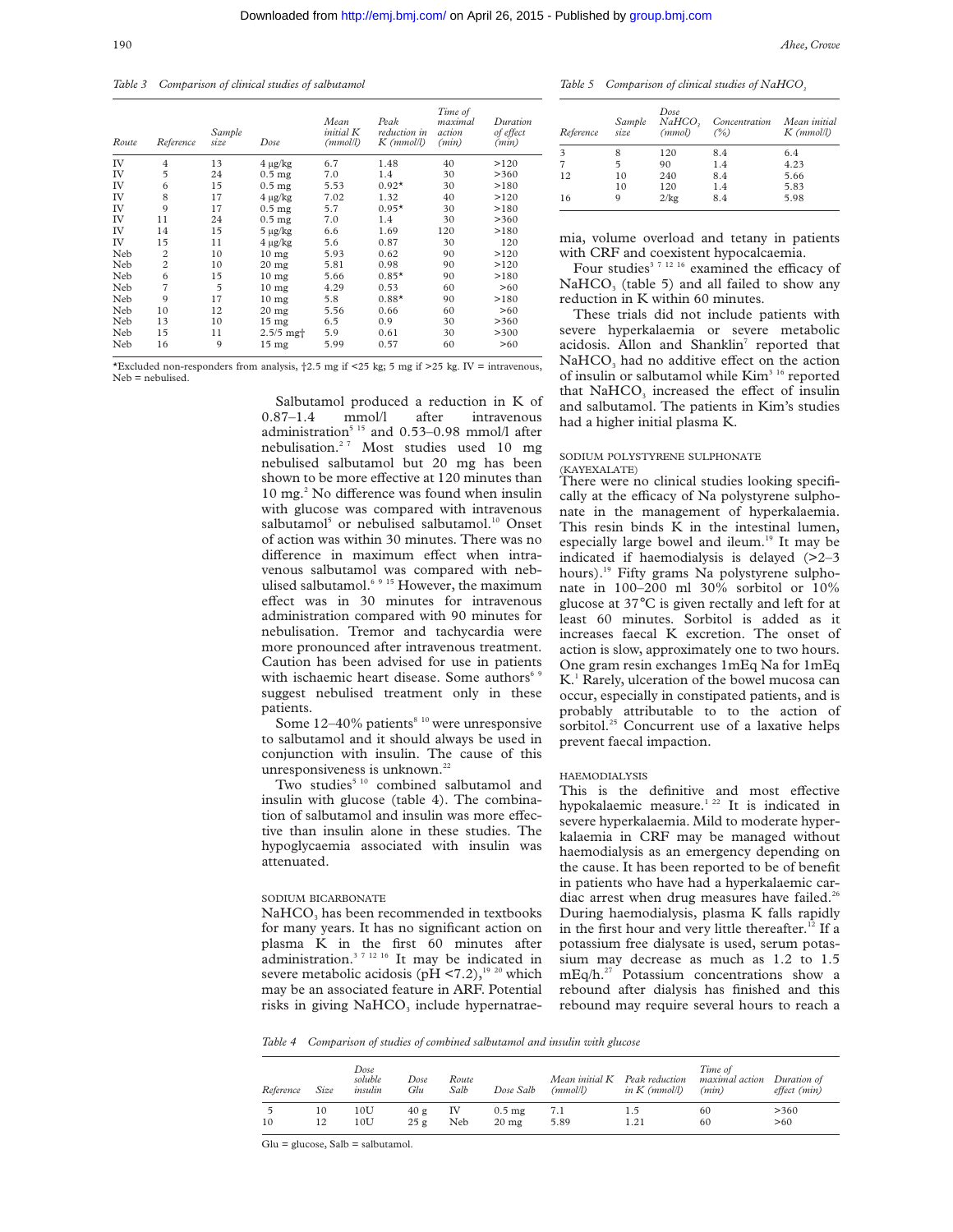*Table 3 Comparison of clinical studies of salbutamol*

| Route | Reference | Sample size | Dose | Mean initial K (mmol/l) | Peak reduction in K (mmol/l) | Time of maximal action (min) | Duration of effect (min) |
|---|---|---|---|---|---|---|---|
| IV | 4 | 13 | 4 μg/kg | 6.7 | 1.48 | 40 | >120 |
| IV | 5 | 24 | 0.5 mg | 7.0 | 1.4 | 30 | >360 |
| IV | 6 | 15 | 0.5 mg | 5.53 | 0.92* | 30 | >180 |
| IV | 8 | 17 | 4 μg/kg | 7.02 | 1.32 | 40 | >120 |
| IV | 9 | 17 | 0.5 mg | 5.7 | 0.95* | 30 | >180 |
| IV | 11 | 24 | 0.5 mg | 7.0 | 1.4 | 30 | >360 |
| IV | 14 | 15 | 5 μg/kg | 6.6 | 1.69 | 120 | >180 |
| IV | 15 | 11 | 4 μg/kg | 5.6 | 0.87 | 30 | 120 |
| Neb | 2 | 10 | 10 mg | 5.93 | 0.62 | 90 | >120 |
| Neb | 2 | 10 | 20 mg | 5.81 | 0.98 | 90 | >120 |
| Neb | 6 | 15 | 10 mg | 5.66 | 0.85* | 90 | >180 |
| Neb | 7 | 5 | 10 mg | 4.29 | 0.53 | 60 | >60 |
| Neb | 9 | 17 | 10 mg | 5.8 | 0.88* | 90 | >180 |
| Neb | 10 | 12 | 20 mg | 5.56 | 0.66 | 60 | >60 |
| Neb | 13 | 10 | 15 mg | 6.5 | 0.9 | 30 | >360 |
| Neb | 15 | 11 | 2.5/5 mg† | 5.9 | 0.61 | 30 | >300 |
| Neb | 16 | 9 | 15 mg | 5.99 | 0.57 | 60 | >60 |

*Excluded non-responders from analysis, †2.5 mg if <25 kg; 5 mg if >25 kg. IV = intravenous, Neb = nebulised.

Salbutamol produced a reduction in K of 0.87–1.4 mmol/l after intravenous administration[5 15] and 0.53–0.98 mmol/l after nebulisation.[2 7] Most studies used 10 mg nebulised salbutamol but 20 mg has been shown to be more effective at 120 minutes than 10 mg.[2] No difference was found when insulin with glucose was compared with intravenous salbutamol[5] or nebulised salbutamol.[10] Onset of action was within 30 minutes. There was no difference in maximum effect when intravenous salbutamol was compared with nebulised salbutamol.[6 9 15] However, the maximum effect was in 30 minutes for intravenous administration compared with 90 minutes for nebulisation. Tremor and tachycardia were more pronounced after intravenous treatment. Caution has been advised for use in patients with ischaemic heart disease. Some authors[6 9] suggest nebulised treatment only in these patients.

Some 12–40% patients[8 10] were unresponsive to salbutamol and it should always be used in conjunction with insulin. The cause of this unresponsiveness is unknown.[22]

Two studies[5 10] combined salbutamol and insulin with glucose (table 4). The combination of salbutamol and insulin was more effective than insulin alone in these studies. The hypoglycaemia associated with insulin was attenuated.

### SODIUM BICARBONATE

$NaHCO_3$ has been recommended in textbooks for many years. It has no significant action on plasma K in the first 60 minutes after administration.[3 7 12 16] It may be indicated in severe metabolic acidosis (pH <7.2),[19 20] which may be an associated feature in ARF. Potential risks in giving $NaHCO_3$ include hypernatraemia, volume overload and tetany in patients with CRF and coexistent hypocalcaemia.

*Table 5 Comparison of clinical studies of $NaHCO_3$*

| Reference | Sample size | Dose $NaHCO_3$ (mmol) | Concentration (%) | Mean initial K (mmol/l) |
|---|---|---|---|---|
| 3 | 8 | 120 | 8.4 | 6.4 |
| 7 | 5 | 90 | 1.4 | 4.23 |
| 12 | 10 | 240 | 8.4 | 5.66 |
| | 10 | 120 | 1.4 | 5.83 |
| 16 | 9 | 2/kg | 8.4 | 5.98 |

Four studies[3 7 12 16] examined the efficacy of $NaHCO_3$ (table 5) and all failed to show any reduction in K within 60 minutes.

These trials did not include patients with severe hyperkalaemia or severe metabolic acidosis. Allon and Shanklin[7] reported that $NaHCO_3$ had no additive effect on the action of insulin or salbutamol while Kim[3 16] reported that $NaHCO_3$ increased the effect of insulin and salbutamol. The patients in Kim's studies had a higher initial plasma K.

### SODIUM POLYSTYRENE SULPHONATE (KAYEXALATE)

There were no clinical studies looking specifically at the efficacy of Na polystyrene sulphonate in the management of hyperkalaemia. This resin binds K in the intestinal lumen, especially large bowel and ileum.[19] It may be indicated if haemodialysis is delayed (>2–3 hours).[19] Fifty grams Na polystyrene sulphonate in 100–200 ml 30% sorbitol or 10% glucose at 37°C is given rectally and left for at least 60 minutes. Sorbitol is added as it increases faecal K excretion. The onset of action is slow, approximately one to two hours. One gram resin exchanges 1mEq Na for 1mEq K.[1] Rarely, ulceration of the bowel mucosa can occur, especially in constipated patients, and is probably attributable to to the action of sorbitol.[25] Concurrent use of a laxative helps prevent faecal impaction.

### HAEMODIALYSIS

This is the definitive and most effective hypokalaemic measure.[1 22] It is indicated in severe hyperkalaemia. Mild to moderate hyperkalaemia in CRF may be managed without haemodialysis as an emergency depending on the cause. It has been reported to be of benefit in patients who have had a hyperkalaemic cardiac arrest when drug measures have failed.[26] During haemodialysis, plasma K falls rapidly in the first hour and very little thereafter.[12] If a potassium free dialysate is used, serum potassium may decrease as much as 1.2 to 1.5 mEq/h.[27] Potassium concentrations show a rebound after dialysis has finished and this rebound may require several hours to reach a

*Table 4 Comparison of studies of combined salbutamol and insulin with glucose*

| Reference | Size | Dose soluble insulin | Dose Glu | Route Salb | Dose Salb | Mean initial K (mmol/l) | Peak reduction in K (mmol/l) | Time of maximal action (min) | Duration of effect (min) |
|---|---|---|---|---|---|---|---|---|---|
| 5 | 10 | 10U | 40 g | IV | 0.5 mg | 7.1 | 1.5 | 60 | >360 |
| 10 | 12 | 10U | 25 g | Neb | 20 mg | 5.89 | 1.21 | 60 | >60 |

Glu = glucose, Salb = salbutamol.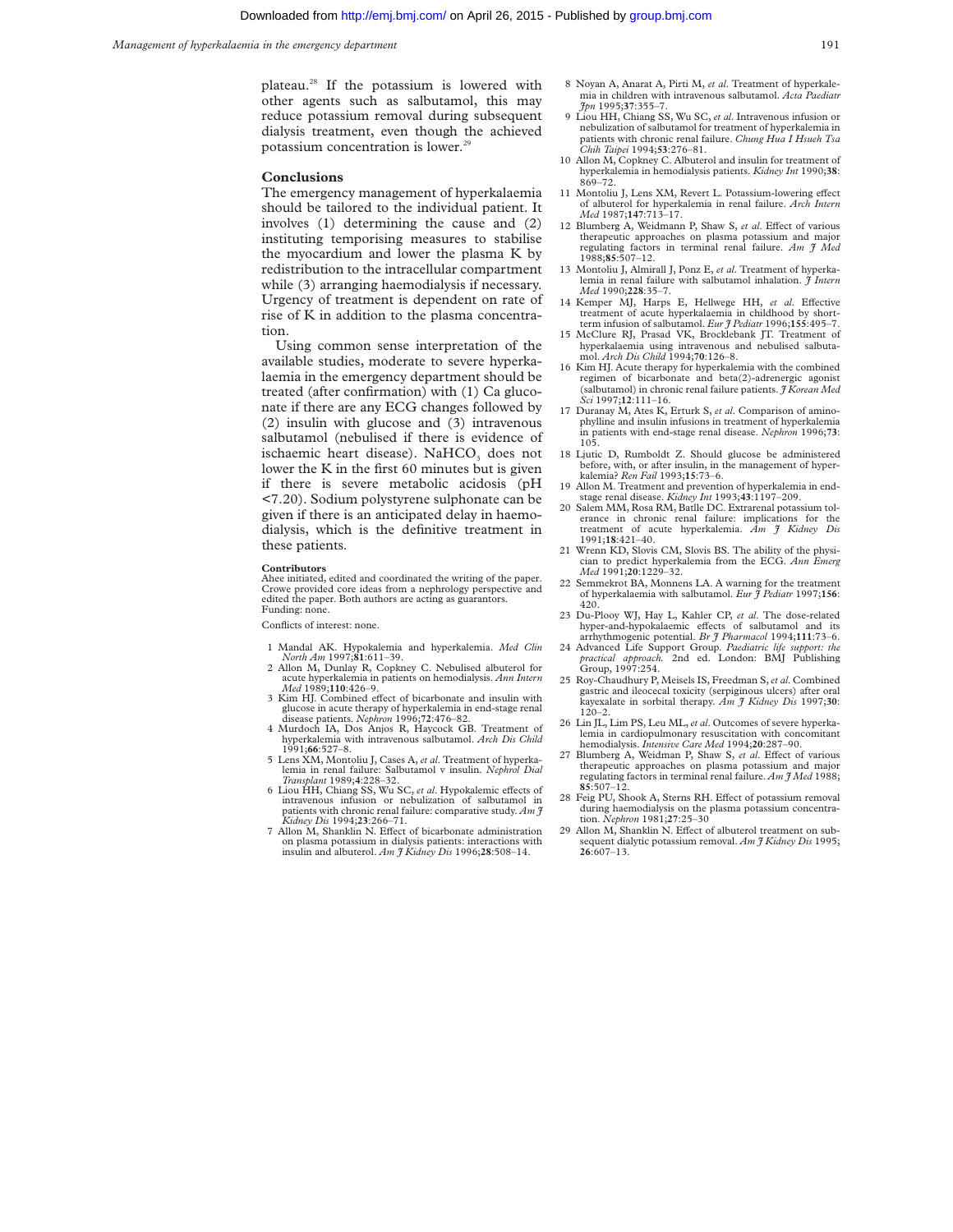plateau.[28] If the potassium is lowered with other agents such as salbutamol, this may reduce potassium removal during subsequent dialysis treatment, even though the achieved potassium concentration is lower.[29]

## Conclusions

The emergency management of hyperkalaemia should be tailored to the individual patient. It involves (1) determining the cause and (2) instituting temporising measures to stabilise the myocardium and lower the plasma K by redistribution to the intracellular compartment while (3) arranging haemodialysis if necessary. Urgency of treatment is dependent on rate of rise of K in addition to the plasma concentration.

Using common sense interpretation of the available studies, moderate to severe hyperkalaemia in the emergency department should be treated (after confirmation) with (1) Ca gluconate if there are any ECG changes followed by (2) insulin with glucose and (3) intravenous salbutamol (nebulised if there is evidence of ischaemic heart disease). $NaHCO_3$ does not lower the K in the first 60 minutes but is given if there is severe metabolic acidosis (pH <7.20). Sodium polystyrene sulphonate can be given if there is an anticipated delay in haemodialysis, which is the definitive treatment in these patients.

**Contributors**

Ahee initiated, edited and coordinated the writing of the paper. Crowe provided core ideas from a nephrology perspective and edited the paper. Both authors are acting as guarantors.
Funding: none.

Conflicts of interest: none.

1 Mandal AK. Hypokalemia and hyperkalemia. *Med Clin North Am* 1997;**81**:611–39.
2 Allon M, Dunlay R, Copkney C. Nebulised albuterol for acute hyperkalemia in patients on hemodialysis. *Ann Intern Med* 1989;**110**:426–9.
3 Kim HJ. Combined effect of bicarbonate and insulin with glucose in acute therapy of hyperkalemia in end-stage renal disease patients. *Nephron* 1996;**72**:476–82.
4 Murdoch IA, Dos Anjos R, Haycock GB. Treatment of hyperkalemia with intravenous salbutamol. *Arch Dis Child* 1991;**66**:527–8.
5 Lens XM, Montoliu J, Cases A, *et al*. Treatment of hyperkalemia in renal failure: Salbutamol v insulin. *Nephrol Dial Transplant* 1989;**4**:228–32.
6 Liou HH, Chiang SS, Wu SC, *et al*. Hypokalemic effects of intravenous infusion or nebulization of salbutamol in patients with chronic renal failure: comparative study. *Am J Kidney Dis* 1994;**23**:266–71.
7 Allon M, Shanklin N. Effect of bicarbonate administration on plasma potassium in dialysis patients: interactions with insulin and albuterol. *Am J Kidney Dis* 1996;**28**:508–14.
8 Noyan A, Anarat A, Pirti M, *et al*. Treatment of hyperkalemia in children with intravenous salbutamol. *Acta Paediatr Jpn* 1995;**37**:355–7.
9 Liou HH, Chiang SS, Wu SC, *et al*. Intravenous infusion or nebulization of salbutamol for treatment of hyperkalemia in patients with chronic renal failure. *Chung Hua I Hsueh Tsa Chih Taipei* 1994;**53**:276–81.
10 Allon M, Copkney C. Albuterol and insulin for treatment of hyperkalemia in hemodialysis patients. *Kidney Int* 1990;**38**: 869–72.
11 Montoliu J, Lens XM, Revert L. Potassium-lowering effect of albuterol for hyperkalemia in renal failure. *Arch Intern Med* 1987;**147**:713–17.
12 Blumberg A, Weidmann P, Shaw S, *et al*. Effect of various therapeutic approaches on plasma potassium and major regulating factors in terminal renal failure. *Am J Med* 1988;**85**:507–12.
13 Montoliu J, Almirall J, Ponz E, *et al*. Treatment of hyperkalemia in renal failure with salbutamol inhalation. *J Intern Med* 1990;**228**:35–7.
14 Kemper MJ, Harps E, Hellwege HH, *et al*. Effective treatment of acute hyperkalaemia in childhood by short-term infusion of salbutamol. *Eur J Pediatr* 1996;**155**:495–7.
15 McClure RJ, Prasad VK, Brocklebank JT. Treatment of hyperkalaemia using intravenous and nebulised salbutamol. *Arch Dis Child* 1994;**70**:126–8.
16 Kim HJ. Acute therapy for hyperkalemia with the combined regimen of bicarbonate and beta(2)-adrenergic agonist (salbutamol) in chronic renal failure patients. *J Korean Med Sci* 1997;**12**:111–16.
17 Duranay M, Ates K, Erturk S, *et al*. Comparison of aminophylline and insulin infusions in treatment of hyperkalemia in patients with end-stage renal disease. *Nephron* 1996;**73**: 105.
18 Ljutic D, Rumboldt Z. Should glucose be administered before, with, or after insulin, in the management of hyperkalemia? *Ren Fail* 1993;**15**:73–6.
19 Allon M. Treatment and prevention of hyperkalemia in end-stage renal disease. *Kidney Int* 1993;**43**:1197–209.
20 Salem MM, Rosa RM, Batlle DC. Extrarenal potassium tolerance in chronic renal failure: implications for the treatment of acute hyperkalemia. *Am J Kidney Dis* 1991;**18**:421–40.
21 Wrenn KD, Slovis CM, Slovis BS. The ability of the physician to predict hyperkalemia from the ECG. *Ann Emerg Med* 1991;**20**:1229–32.
22 Semmekrot BA, Monnens LA. A warning for the treatment of hyperkalaemia with salbutamol. *Eur J Pediatr* 1997;**156**: 420.
23 Du-Plooy WJ, Hay L, Kahler CP, *et al*. The dose-related hyper-and-hypokalaemic effects of salbutamol and its arrhythmogenic potential. *Br J Pharmacol* 1994;**111**:73–6.
24 Advanced Life Support Group. *Paediatric life support: the practical approach.* 2nd ed. London: BMJ Publishing Group, 1997:254.
25 Roy-Chaudhury P, Meisels IS, Freedman S, *et al*. Combined gastric and ileocecal toxicity (serpiginous ulcers) after oral kayexalate in sorbital therapy. *Am J Kidney Dis* 1997;**30**: 120–2.
26 Lin JL, Lim PS, Leu ML, *et al*. Outcomes of severe hyperkalemia in cardiopulmonary resuscitation with concomitant hemodialysis. *Intensive Care Med* 1994;**20**:287–90.
27 Blumberg A, Weidman P, Shaw S, *et al*. Effect of various therapeutic approaches on plasma potassium and major regulating factors in terminal renal failure. *Am J Med* 1988; **85**:507–12.
28 Feig PU, Shook A, Sterns RH. Effect of potassium removal during haemodialysis on the plasma potassium concentration. *Nephron* 1981;**27**:25–30
29 Allon M, Shanklin N. Effect of albuterol treatment on subsequent dialytic potassium removal. *Am J Kidney Dis* 1995; **26**:607–13.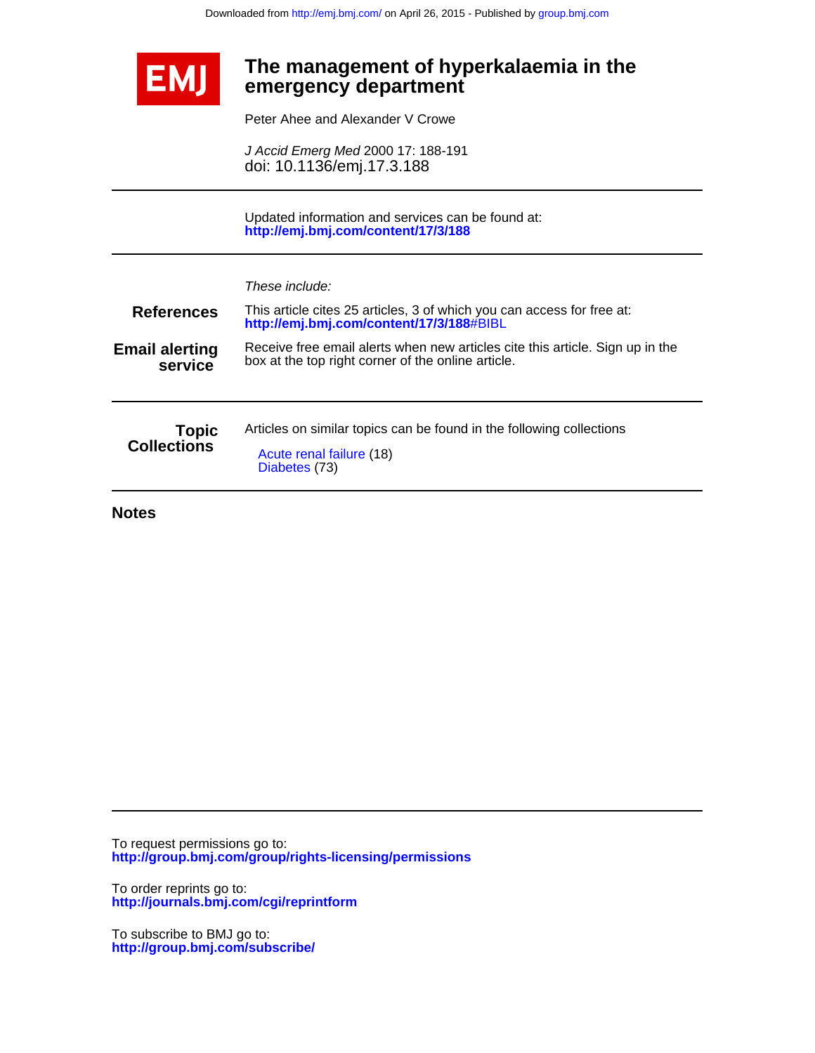# The management of hyperkalaemia in the emergency department

Peter Ahee and Alexander V Crowe

*J Accid Emerg Med* 2000 17: 188-191
doi: 10.1136/emj.17.3.188

Updated information and services can be found at:
**http://emj.bmj.com/content/17/3/188**

*These include:*

**References**

This article cites 25 articles, 3 of which you can access for free at:
**http://emj.bmj.com/content/17/3/188**#BIBL

**Email alerting service**

Receive free email alerts when new articles cite this article. Sign up in the box at the top right corner of the online article.

**Topic Collections**

Articles on similar topics can be found in the following collections

- Acute renal failure (18)
- Diabetes (73)

## Notes

To request permissions go to:
**http://group.bmj.com/group/rights-licensing/permissions**

To order reprints go to:
**http://journals.bmj.com/cgi/reprintform**

To subscribe to BMJ go to:
**http://group.bmj.com/subscribe/**